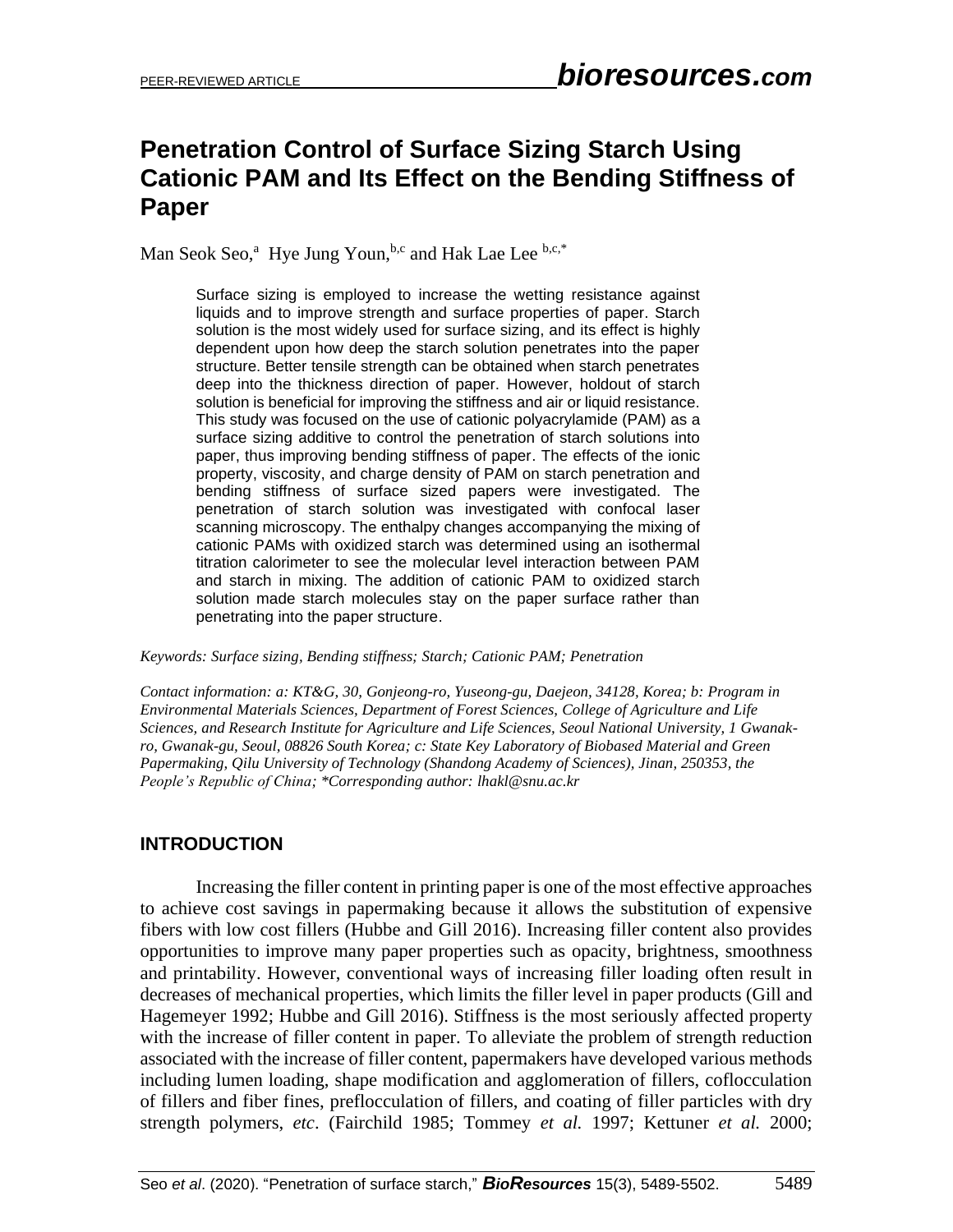# Penetration Control of Surface Sizing Starch Using Cationic PAM and Its Effect on the Bending Stiffness of Paper

Man Seok Seo,[a] Hye Jung Youn,[b,c] and Hak Lae Lee [b,c,*]

Surface sizing is employed to increase the wetting resistance against liquids and to improve strength and surface properties of paper. Starch solution is the most widely used for surface sizing, and its effect is highly dependent upon how deep the starch solution penetrates into the paper structure. Better tensile strength can be obtained when starch penetrates deep into the thickness direction of paper. However, holdout of starch solution is beneficial for improving the stiffness and air or liquid resistance. This study was focused on the use of cationic polyacrylamide (PAM) as a surface sizing additive to control the penetration of starch solutions into paper, thus improving bending stiffness of paper. The effects of the ionic property, viscosity, and charge density of PAM on starch penetration and bending stiffness of surface sized papers were investigated. The penetration of starch solution was investigated with confocal laser scanning microscopy. The enthalpy changes accompanying the mixing of cationic PAMs with oxidized starch was determined using an isothermal titration calorimeter to see the molecular level interaction between PAM and starch in mixing. The addition of cationic PAM to oxidized starch solution made starch molecules stay on the paper surface rather than penetrating into the paper structure.

*Keywords: Surface sizing, Bending stiffness; Starch; Cationic PAM; Penetration*

*Contact information: a: KT&G, 30, Gonjeong-ro, Yuseong-gu, Daejeon, 34128, Korea; b: Program in Environmental Materials Sciences, Department of Forest Sciences, College of Agriculture and Life Sciences, and Research Institute for Agriculture and Life Sciences, Seoul National University, 1 Gwanak-ro, Gwanak-gu, Seoul, 08826 South Korea; c: State Key Laboratory of Biobased Material and Green Papermaking, Qilu University of Technology (Shandong Academy of Sciences), Jinan, 250353, the People's Republic of China; \*Corresponding author: lhakl@snu.ac.kr*

## INTRODUCTION

Increasing the filler content in printing paper is one of the most effective approaches to achieve cost savings in papermaking because it allows the substitution of expensive fibers with low cost fillers (Hubbe and Gill 2016). Increasing filler content also provides opportunities to improve many paper properties such as opacity, brightness, smoothness and printability. However, conventional ways of increasing filler loading often result in decreases of mechanical properties, which limits the filler level in paper products (Gill and Hagemeyer 1992; Hubbe and Gill 2016). Stiffness is the most seriously affected property with the increase of filler content in paper. To alleviate the problem of strength reduction associated with the increase of filler content, papermakers have developed various methods including lumen loading, shape modification and agglomeration of fillers, coflocculation of fillers and fiber fines, preflocculation of fillers, and coating of filler particles with dry strength polymers, *etc*. (Fairchild 1985; Tommey *et al.* 1997; Kettuner *et al.* 2000;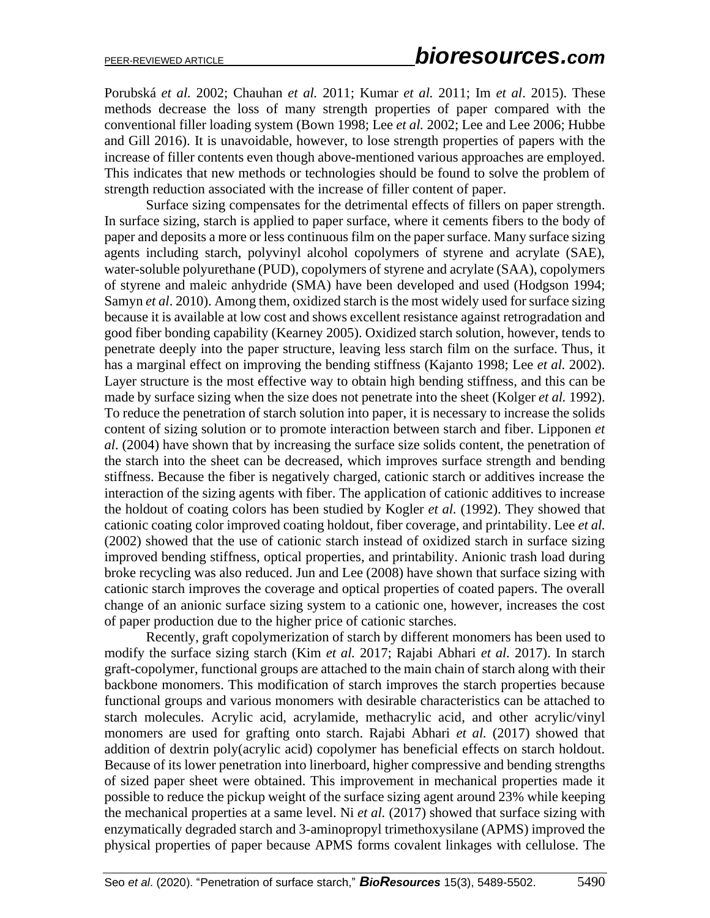Porubská *et al.* 2002; Chauhan *et al.* 2011; Kumar *et al.* 2011; Im *et al*. 2015). These methods decrease the loss of many strength properties of paper compared with the conventional filler loading system (Bown 1998; Lee *et al.* 2002; Lee and Lee 2006; Hubbe and Gill 2016). It is unavoidable, however, to lose strength properties of papers with the increase of filler contents even though above-mentioned various approaches are employed. This indicates that new methods or technologies should be found to solve the problem of strength reduction associated with the increase of filler content of paper.

Surface sizing compensates for the detrimental effects of fillers on paper strength. In surface sizing, starch is applied to paper surface, where it cements fibers to the body of paper and deposits a more or less continuous film on the paper surface. Many surface sizing agents including starch, polyvinyl alcohol copolymers of styrene and acrylate (SAE), water-soluble polyurethane (PUD), copolymers of styrene and acrylate (SAA), copolymers of styrene and maleic anhydride (SMA) have been developed and used (Hodgson 1994; Samyn *et al*. 2010). Among them, oxidized starch is the most widely used for surface sizing because it is available at low cost and shows excellent resistance against retrogradation and good fiber bonding capability (Kearney 2005). Oxidized starch solution, however, tends to penetrate deeply into the paper structure, leaving less starch film on the surface. Thus, it has a marginal effect on improving the bending stiffness (Kajanto 1998; Lee *et al.* 2002). Layer structure is the most effective way to obtain high bending stiffness, and this can be made by surface sizing when the size does not penetrate into the sheet (Kolger *et al.* 1992). To reduce the penetration of starch solution into paper, it is necessary to increase the solids content of sizing solution or to promote interaction between starch and fiber. Lipponen *et al*. (2004) have shown that by increasing the surface size solids content, the penetration of the starch into the sheet can be decreased, which improves surface strength and bending stiffness. Because the fiber is negatively charged, cationic starch or additives increase the interaction of the sizing agents with fiber. The application of cationic additives to increase the holdout of coating colors has been studied by Kogler *et al.* (1992). They showed that cationic coating color improved coating holdout, fiber coverage, and printability. Lee *et al.* (2002) showed that the use of cationic starch instead of oxidized starch in surface sizing improved bending stiffness, optical properties, and printability. Anionic trash load during broke recycling was also reduced. Jun and Lee (2008) have shown that surface sizing with cationic starch improves the coverage and optical properties of coated papers. The overall change of an anionic surface sizing system to a cationic one, however, increases the cost of paper production due to the higher price of cationic starches.

Recently, graft copolymerization of starch by different monomers has been used to modify the surface sizing starch (Kim *et al.* 2017; Rajabi Abhari *et al.* 2017). In starch graft-copolymer, functional groups are attached to the main chain of starch along with their backbone monomers. This modification of starch improves the starch properties because functional groups and various monomers with desirable characteristics can be attached to starch molecules. Acrylic acid, acrylamide, methacrylic acid, and other acrylic/vinyl monomers are used for grafting onto starch. Rajabi Abhari *et al.* (2017) showed that addition of dextrin poly(acrylic acid) copolymer has beneficial effects on starch holdout. Because of its lower penetration into linerboard, higher compressive and bending strengths of sized paper sheet were obtained. This improvement in mechanical properties made it possible to reduce the pickup weight of the surface sizing agent around 23% while keeping the mechanical properties at a same level. Ni *et al.* (2017) showed that surface sizing with enzymatically degraded starch and 3-aminopropyl trimethoxysilane (APMS) improved the physical properties of paper because APMS forms covalent linkages with cellulose. The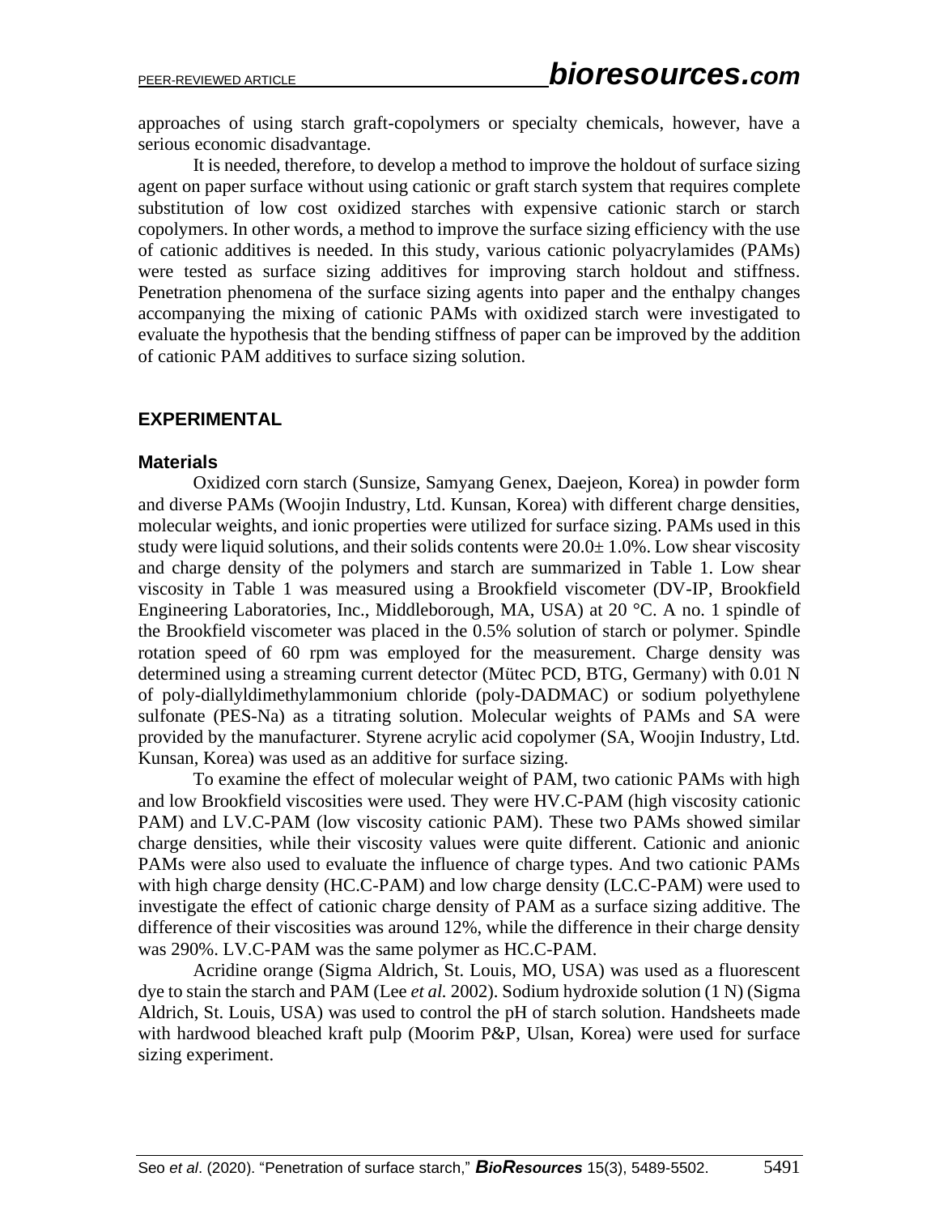approaches of using starch graft-copolymers or specialty chemicals, however, have a serious economic disadvantage.

It is needed, therefore, to develop a method to improve the holdout of surface sizing agent on paper surface without using cationic or graft starch system that requires complete substitution of low cost oxidized starches with expensive cationic starch or starch copolymers. In other words, a method to improve the surface sizing efficiency with the use of cationic additives is needed. In this study, various cationic polyacrylamides (PAMs) were tested as surface sizing additives for improving starch holdout and stiffness. Penetration phenomena of the surface sizing agents into paper and the enthalpy changes accompanying the mixing of cationic PAMs with oxidized starch were investigated to evaluate the hypothesis that the bending stiffness of paper can be improved by the addition of cationic PAM additives to surface sizing solution.

## EXPERIMENTAL

### Materials

Oxidized corn starch (Sunsize, Samyang Genex, Daejeon, Korea) in powder form and diverse PAMs (Woojin Industry, Ltd. Kunsan, Korea) with different charge densities, molecular weights, and ionic properties were utilized for surface sizing. PAMs used in this study were liquid solutions, and their solids contents were 20.0± 1.0%. Low shear viscosity and charge density of the polymers and starch are summarized in Table 1. Low shear viscosity in Table 1 was measured using a Brookfield viscometer (DV-IP, Brookfield Engineering Laboratories, Inc., Middleborough, MA, USA) at 20 °C. A no. 1 spindle of the Brookfield viscometer was placed in the 0.5% solution of starch or polymer. Spindle rotation speed of 60 rpm was employed for the measurement. Charge density was determined using a streaming current detector (Mütec PCD, BTG, Germany) with 0.01 N of poly-diallyldimethylammonium chloride (poly-DADMAC) or sodium polyethylene sulfonate (PES-Na) as a titrating solution. Molecular weights of PAMs and SA were provided by the manufacturer. Styrene acrylic acid copolymer (SA, Woojin Industry, Ltd. Kunsan, Korea) was used as an additive for surface sizing.

To examine the effect of molecular weight of PAM, two cationic PAMs with high and low Brookfield viscosities were used. They were HV.C-PAM (high viscosity cationic PAM) and LV.C-PAM (low viscosity cationic PAM). These two PAMs showed similar charge densities, while their viscosity values were quite different. Cationic and anionic PAMs were also used to evaluate the influence of charge types. And two cationic PAMs with high charge density (HC.C-PAM) and low charge density (LC.C-PAM) were used to investigate the effect of cationic charge density of PAM as a surface sizing additive. The difference of their viscosities was around 12%, while the difference in their charge density was 290%. LV.C-PAM was the same polymer as HC.C-PAM.

Acridine orange (Sigma Aldrich, St. Louis, MO, USA) was used as a fluorescent dye to stain the starch and PAM (Lee *et al.* 2002). Sodium hydroxide solution (1 N) (Sigma Aldrich, St. Louis, USA) was used to control the pH of starch solution. Handsheets made with hardwood bleached kraft pulp (Moorim P&P, Ulsan, Korea) were used for surface sizing experiment.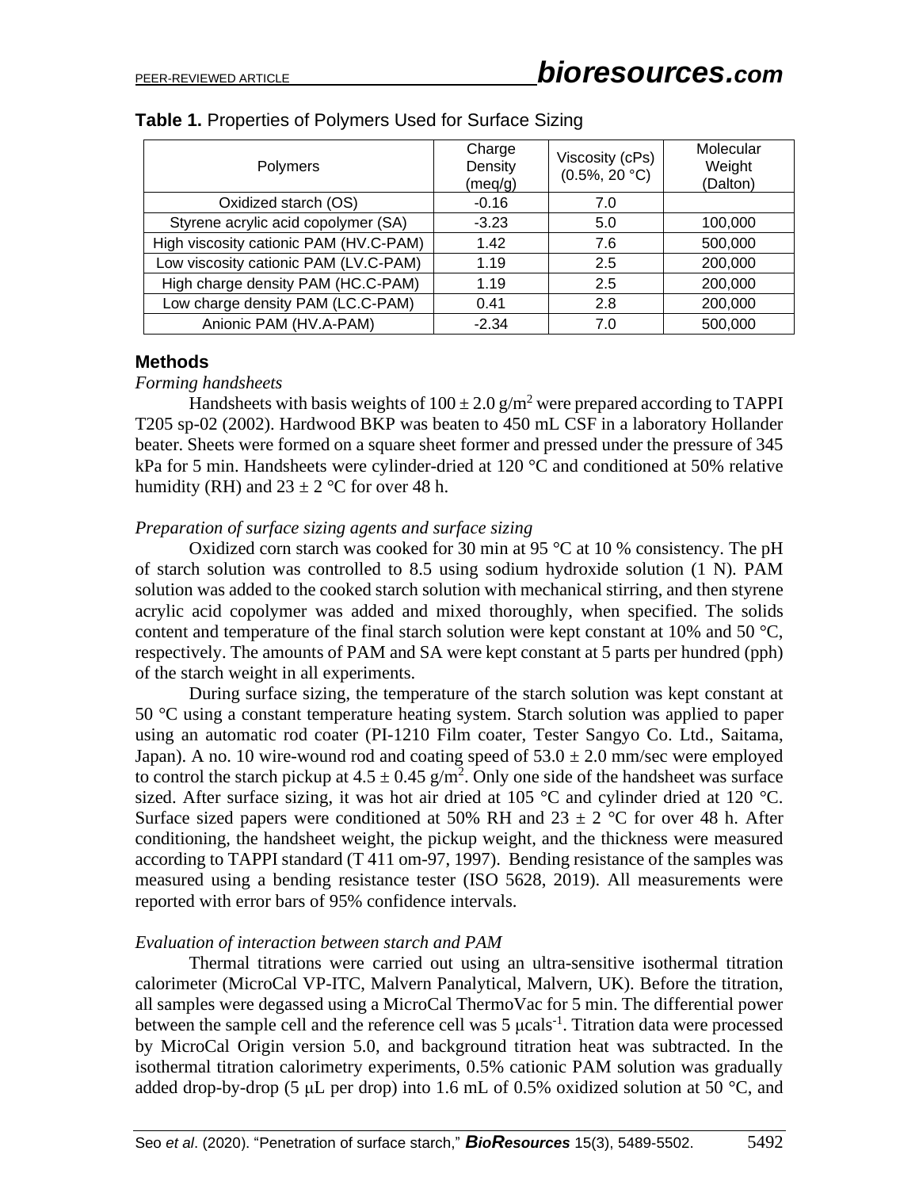**Table 1.** Properties of Polymers Used for Surface Sizing

| Polymers | Charge Density (meq/g) | Viscosity (cPs) (0.5%, 20 °C) | Molecular Weight (Dalton) |
|---|---|---|---|
| Oxidized starch (OS) | -0.16 | 7.0 | |
| Styrene acrylic acid copolymer (SA) | -3.23 | 5.0 | 100,000 |
| High viscosity cationic PAM (HV.C-PAM) | 1.42 | 7.6 | 500,000 |
| Low viscosity cationic PAM (LV.C-PAM) | 1.19 | 2.5 | 200,000 |
| High charge density PAM (HC.C-PAM) | 1.19 | 2.5 | 200,000 |
| Low charge density PAM (LC.C-PAM) | 0.41 | 2.8 | 200,000 |
| Anionic PAM (HV.A-PAM) | -2.34 | 7.0 | 500,000 |

## Methods

*Forming handsheets*

Handsheets with basis weights of $100 \pm 2.0$ g/m$^2$ were prepared according to TAPPI T205 sp-02 (2002). Hardwood BKP was beaten to 450 mL CSF in a laboratory Hollander beater. Sheets were formed on a square sheet former and pressed under the pressure of 345 kPa for 5 min. Handsheets were cylinder-dried at 120 °C and conditioned at 50% relative humidity (RH) and $23 \pm 2$ °C for over 48 h.

*Preparation of surface sizing agents and surface sizing*

Oxidized corn starch was cooked for 30 min at 95 °C at 10 % consistency. The pH of starch solution was controlled to 8.5 using sodium hydroxide solution (1 N). PAM solution was added to the cooked starch solution with mechanical stirring, and then styrene acrylic acid copolymer was added and mixed thoroughly, when specified. The solids content and temperature of the final starch solution were kept constant at 10% and 50 °C, respectively. The amounts of PAM and SA were kept constant at 5 parts per hundred (pph) of the starch weight in all experiments.

During surface sizing, the temperature of the starch solution was kept constant at 50 °C using a constant temperature heating system. Starch solution was applied to paper using an automatic rod coater (PI-1210 Film coater, Tester Sangyo Co. Ltd., Saitama, Japan). A no. 10 wire-wound rod and coating speed of $53.0 \pm 2.0$ mm/sec were employed to control the starch pickup at $4.5 \pm 0.45$ g/m$^2$. Only one side of the handsheet was surface sized. After surface sizing, it was hot air dried at 105 °C and cylinder dried at 120 °C. Surface sized papers were conditioned at 50% RH and $23 \pm 2$ °C for over 48 h. After conditioning, the handsheet weight, the pickup weight, and the thickness were measured according to TAPPI standard (T 411 om-97, 1997). Bending resistance of the samples was measured using a bending resistance tester (ISO 5628, 2019). All measurements were reported with error bars of 95% confidence intervals.

*Evaluation of interaction between starch and PAM*

Thermal titrations were carried out using an ultra-sensitive isothermal titration calorimeter (MicroCal VP-ITC, Malvern Panalytical, Malvern, UK). Before the titration, all samples were degassed using a MicroCal ThermoVac for 5 min. The differential power between the sample cell and the reference cell was 5 μcals$^{-1}$. Titration data were processed by MicroCal Origin version 5.0, and background titration heat was subtracted. In the isothermal titration calorimetry experiments, 0.5% cationic PAM solution was gradually added drop-by-drop (5 μL per drop) into 1.6 mL of 0.5% oxidized solution at 50 °C, and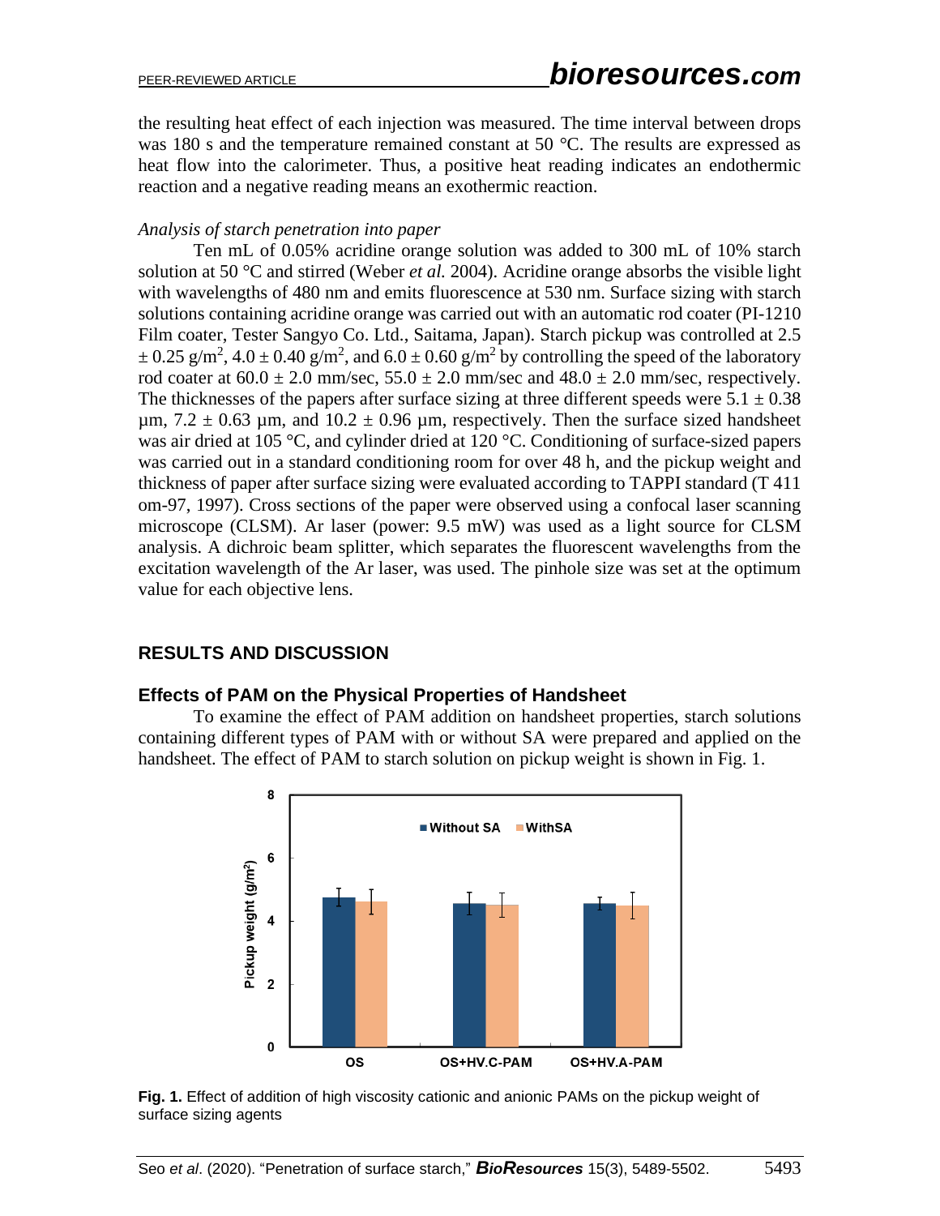the resulting heat effect of each injection was measured. The time interval between drops was 180 s and the temperature remained constant at 50 °C. The results are expressed as heat flow into the calorimeter. Thus, a positive heat reading indicates an endothermic reaction and a negative reading means an exothermic reaction.

*Analysis of starch penetration into paper*

Ten mL of 0.05% acridine orange solution was added to 300 mL of 10% starch solution at 50 °C and stirred (Weber *et al.* 2004). Acridine orange absorbs the visible light with wavelengths of 480 nm and emits fluorescence at 530 nm. Surface sizing with starch solutions containing acridine orange was carried out with an automatic rod coater (PI-1210 Film coater, Tester Sangyo Co. Ltd., Saitama, Japan). Starch pickup was controlled at 2.5 ± 0.25 g/m$^2$, 4.0 ± 0.40 g/m$^2$, and 6.0 ± 0.60 g/m$^2$ by controlling the speed of the laboratory rod coater at 60.0 ± 2.0 mm/sec, 55.0 ± 2.0 mm/sec and 48.0 ± 2.0 mm/sec, respectively. The thicknesses of the papers after surface sizing at three different speeds were 5.1 ± 0.38 µm, 7.2 ± 0.63 µm, and 10.2 ± 0.96 µm, respectively. Then the surface sized handsheet was air dried at 105 °C, and cylinder dried at 120 °C. Conditioning of surface-sized papers was carried out in a standard conditioning room for over 48 h, and the pickup weight and thickness of paper after surface sizing were evaluated according to TAPPI standard (T 411 om-97, 1997). Cross sections of the paper were observed using a confocal laser scanning microscope (CLSM). Ar laser (power: 9.5 mW) was used as a light source for CLSM analysis. A dichroic beam splitter, which separates the fluorescent wavelengths from the excitation wavelength of the Ar laser, was used. The pinhole size was set at the optimum value for each objective lens.

## RESULTS AND DISCUSSION

### Effects of PAM on the Physical Properties of Handsheet

To examine the effect of PAM addition on handsheet properties, starch solutions containing different types of PAM with or without SA were prepared and applied on the handsheet. The effect of PAM to starch solution on pickup weight is shown in Fig. 1.

**Fig. 1.** Effect of addition of high viscosity cationic and anionic PAMs on the pickup weight of surface sizing agents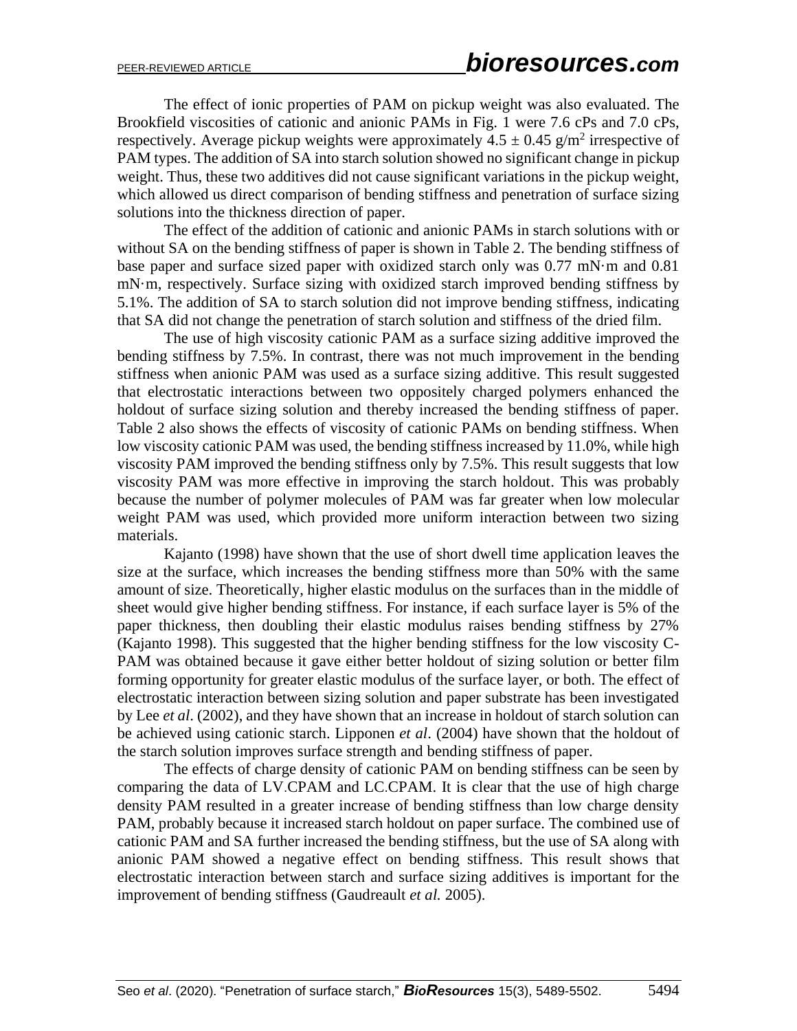The effect of ionic properties of PAM on pickup weight was also evaluated. The Brookfield viscosities of cationic and anionic PAMs in Fig. 1 were 7.6 cPs and 7.0 cPs, respectively. Average pickup weights were approximately $4.5 \pm 0.45$ g/m$^2$ irrespective of PAM types. The addition of SA into starch solution showed no significant change in pickup weight. Thus, these two additives did not cause significant variations in the pickup weight, which allowed us direct comparison of bending stiffness and penetration of surface sizing solutions into the thickness direction of paper.

The effect of the addition of cationic and anionic PAMs in starch solutions with or without SA on the bending stiffness of paper is shown in Table 2. The bending stiffness of base paper and surface sized paper with oxidized starch only was 0.77 mN·m and 0.81 mN·m, respectively. Surface sizing with oxidized starch improved bending stiffness by 5.1%. The addition of SA to starch solution did not improve bending stiffness, indicating that SA did not change the penetration of starch solution and stiffness of the dried film.

The use of high viscosity cationic PAM as a surface sizing additive improved the bending stiffness by 7.5%. In contrast, there was not much improvement in the bending stiffness when anionic PAM was used as a surface sizing additive. This result suggested that electrostatic interactions between two oppositely charged polymers enhanced the holdout of surface sizing solution and thereby increased the bending stiffness of paper. Table 2 also shows the effects of viscosity of cationic PAMs on bending stiffness. When low viscosity cationic PAM was used, the bending stiffness increased by 11.0%, while high viscosity PAM improved the bending stiffness only by 7.5%. This result suggests that low viscosity PAM was more effective in improving the starch holdout. This was probably because the number of polymer molecules of PAM was far greater when low molecular weight PAM was used, which provided more uniform interaction between two sizing materials.

Kajanto (1998) have shown that the use of short dwell time application leaves the size at the surface, which increases the bending stiffness more than 50% with the same amount of size. Theoretically, higher elastic modulus on the surfaces than in the middle of sheet would give higher bending stiffness. For instance, if each surface layer is 5% of the paper thickness, then doubling their elastic modulus raises bending stiffness by 27% (Kajanto 1998). This suggested that the higher bending stiffness for the low viscosity C-PAM was obtained because it gave either better holdout of sizing solution or better film forming opportunity for greater elastic modulus of the surface layer, or both. The effect of electrostatic interaction between sizing solution and paper substrate has been investigated by Lee *et al*. (2002), and they have shown that an increase in holdout of starch solution can be achieved using cationic starch. Lipponen *et al*. (2004) have shown that the holdout of the starch solution improves surface strength and bending stiffness of paper.

The effects of charge density of cationic PAM on bending stiffness can be seen by comparing the data of LV.CPAM and LC.CPAM. It is clear that the use of high charge density PAM resulted in a greater increase of bending stiffness than low charge density PAM, probably because it increased starch holdout on paper surface. The combined use of cationic PAM and SA further increased the bending stiffness, but the use of SA along with anionic PAM showed a negative effect on bending stiffness. This result shows that electrostatic interaction between starch and surface sizing additives is important for the improvement of bending stiffness (Gaudreault *et al.* 2005).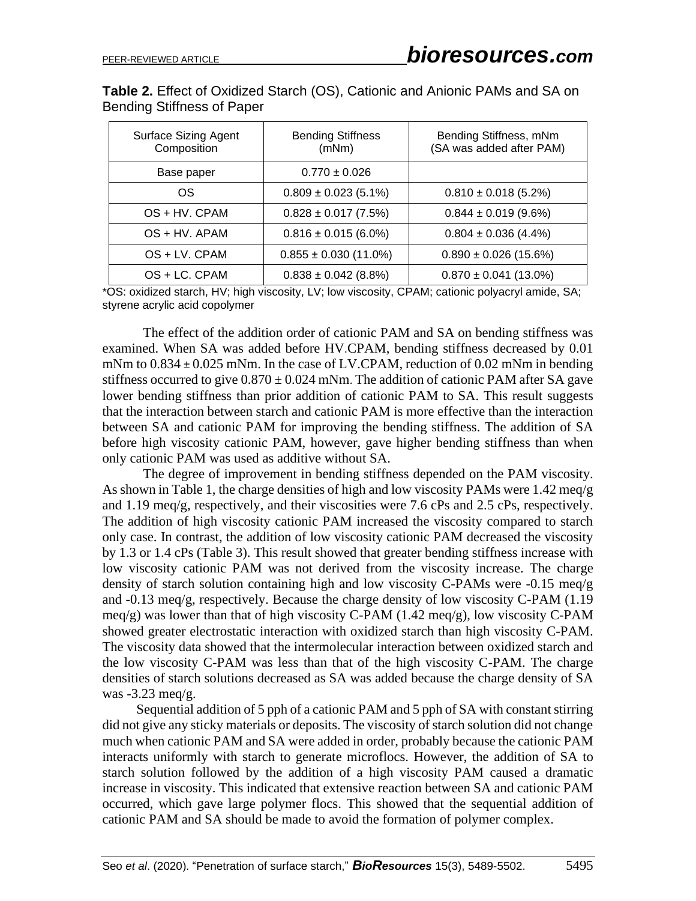**Table 2.** Effect of Oxidized Starch (OS), Cationic and Anionic PAMs and SA on Bending Stiffness of Paper

| Surface Sizing Agent Composition | Bending Stiffness (mNm) | Bending Stiffness, mNm (SA was added after PAM) |
|---|---|---|
| Base paper | 0.770 ± 0.026 | |
| OS | 0.809 ± 0.023 (5.1%) | 0.810 ± 0.018 (5.2%) |
| OS + HV. CPAM | 0.828 ± 0.017 (7.5%) | 0.844 ± 0.019 (9.6%) |
| OS + HV. APAM | 0.816 ± 0.015 (6.0%) | 0.804 ± 0.036 (4.4%) |
| OS + LV. CPAM | 0.855 ± 0.030 (11.0%) | 0.890 ± 0.026 (15.6%) |
| OS + LC. CPAM | 0.838 ± 0.042 (8.8%) | 0.870 ± 0.041 (13.0%) |

*OS: oxidized starch, HV; high viscosity, LV; low viscosity, CPAM; cationic polyacryl amide, SA; styrene acrylic acid copolymer

The effect of the addition order of cationic PAM and SA on bending stiffness was examined. When SA was added before HV.CPAM, bending stiffness decreased by 0.01 mNm to 0.834 ± 0.025 mNm. In the case of LV.CPAM, reduction of 0.02 mNm in bending stiffness occurred to give 0.870 ± 0.024 mNm. The addition of cationic PAM after SA gave lower bending stiffness than prior addition of cationic PAM to SA. This result suggests that the interaction between starch and cationic PAM is more effective than the interaction between SA and cationic PAM for improving the bending stiffness. The addition of SA before high viscosity cationic PAM, however, gave higher bending stiffness than when only cationic PAM was used as additive without SA.

The degree of improvement in bending stiffness depended on the PAM viscosity. As shown in Table 1, the charge densities of high and low viscosity PAMs were 1.42 meq/g and 1.19 meq/g, respectively, and their viscosities were 7.6 cPs and 2.5 cPs, respectively. The addition of high viscosity cationic PAM increased the viscosity compared to starch only case. In contrast, the addition of low viscosity cationic PAM decreased the viscosity by 1.3 or 1.4 cPs (Table 3). This result showed that greater bending stiffness increase with low viscosity cationic PAM was not derived from the viscosity increase. The charge density of starch solution containing high and low viscosity C-PAMs were -0.15 meq/g and -0.13 meq/g, respectively. Because the charge density of low viscosity C-PAM (1.19 meq/g) was lower than that of high viscosity C-PAM (1.42 meq/g), low viscosity C-PAM showed greater electrostatic interaction with oxidized starch than high viscosity C-PAM. The viscosity data showed that the intermolecular interaction between oxidized starch and the low viscosity C-PAM was less than that of the high viscosity C-PAM. The charge densities of starch solutions decreased as SA was added because the charge density of SA was -3.23 meq/g.

Sequential addition of 5 pph of a cationic PAM and 5 pph of SA with constant stirring did not give any sticky materials or deposits. The viscosity of starch solution did not change much when cationic PAM and SA were added in order, probably because the cationic PAM interacts uniformly with starch to generate microflocs. However, the addition of SA to starch solution followed by the addition of a high viscosity PAM caused a dramatic increase in viscosity. This indicated that extensive reaction between SA and cationic PAM occurred, which gave large polymer flocs. This showed that the sequential addition of cationic PAM and SA should be made to avoid the formation of polymer complex.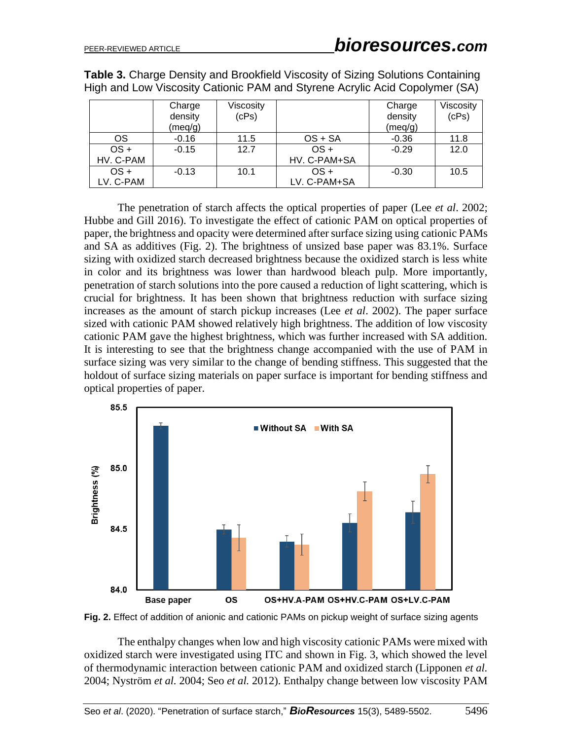**Table 3.** Charge Density and Brookfield Viscosity of Sizing Solutions Containing High and Low Viscosity Cationic PAM and Styrene Acrylic Acid Copolymer (SA)

| | Charge density (meq/g) | Viscosity (cPs) | | Charge density (meq/g) | Viscosity (cPs) |
|---|---|---|---|---|---|
| OS | -0.16 | 11.5 | OS + SA | -0.36 | 11.8 |
| OS + HV. C-PAM | -0.15 | 12.7 | OS + HV. C-PAM+SA | -0.29 | 12.0 |
| OS + LV. C-PAM | -0.13 | 10.1 | OS + LV. C-PAM+SA | -0.30 | 10.5 |

The penetration of starch affects the optical properties of paper (Lee *et al*. 2002; Hubbe and Gill 2016). To investigate the effect of cationic PAM on optical properties of paper, the brightness and opacity were determined after surface sizing using cationic PAMs and SA as additives (Fig. 2). The brightness of unsized base paper was 83.1%. Surface sizing with oxidized starch decreased brightness because the oxidized starch is less white in color and its brightness was lower than hardwood bleach pulp. More importantly, penetration of starch solutions into the pore caused a reduction of light scattering, which is crucial for brightness. It has been shown that brightness reduction with surface sizing increases as the amount of starch pickup increases (Lee *et al*. 2002). The paper surface sized with cationic PAM showed relatively high brightness. The addition of low viscosity cationic PAM gave the highest brightness, which was further increased with SA addition. It is interesting to see that the brightness change accompanied with the use of PAM in surface sizing was very similar to the change of bending stiffness. This suggested that the holdout of surface sizing materials on paper surface is important for bending stiffness and optical properties of paper.

**Fig. 2.** Effect of addition of anionic and cationic PAMs on pickup weight of surface sizing agents

The enthalpy changes when low and high viscosity cationic PAMs were mixed with oxidized starch were investigated using ITC and shown in Fig. 3, which showed the level of thermodynamic interaction between cationic PAM and oxidized starch (Lipponen *et al.* 2004; Nyström *et al.* 2004; Seo *et al.* 2012). Enthalpy change between low viscosity PAM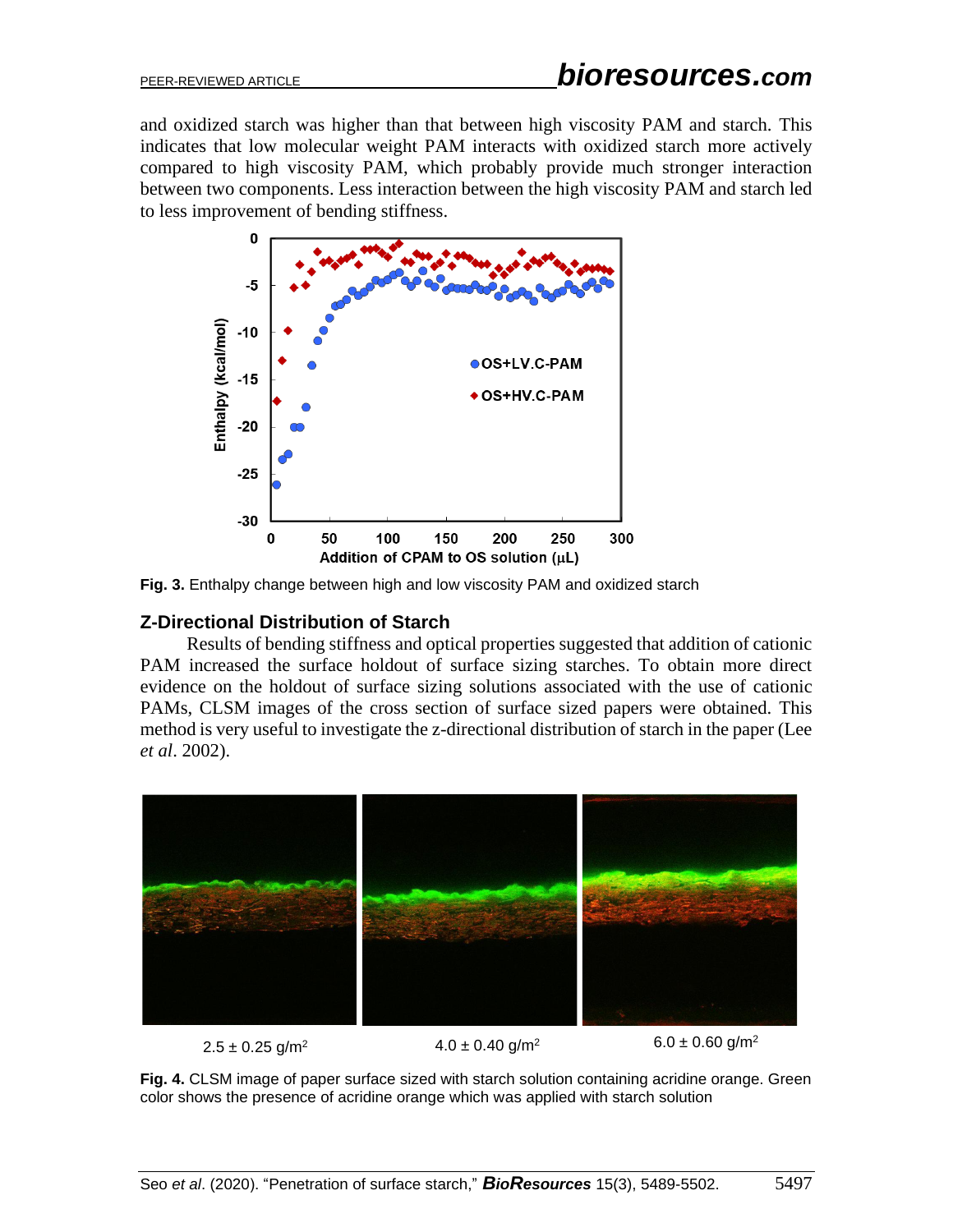and oxidized starch was higher than that between high viscosity PAM and starch. This indicates that low molecular weight PAM interacts with oxidized starch more actively compared to high viscosity PAM, which probably provide much stronger interaction between two components. Less interaction between the high viscosity PAM and starch led to less improvement of bending stiffness.

**Fig. 3.** Enthalpy change between high and low viscosity PAM and oxidized starch

## Z-Directional Distribution of Starch

Results of bending stiffness and optical properties suggested that addition of cationic PAM increased the surface holdout of surface sizing starches. To obtain more direct evidence on the holdout of surface sizing solutions associated with the use of cationic PAMs, CLSM images of the cross section of surface sized papers were obtained. This method is very useful to investigate the z-directional distribution of starch in the paper (Lee *et al*. 2002).

2.5 ± 0.25 g/m$^2$ 4.0 ± 0.40 g/m$^2$ 6.0 ± 0.60 g/m$^2$

**Fig. 4.** CLSM image of paper surface sized with starch solution containing acridine orange. Green color shows the presence of acridine orange which was applied with starch solution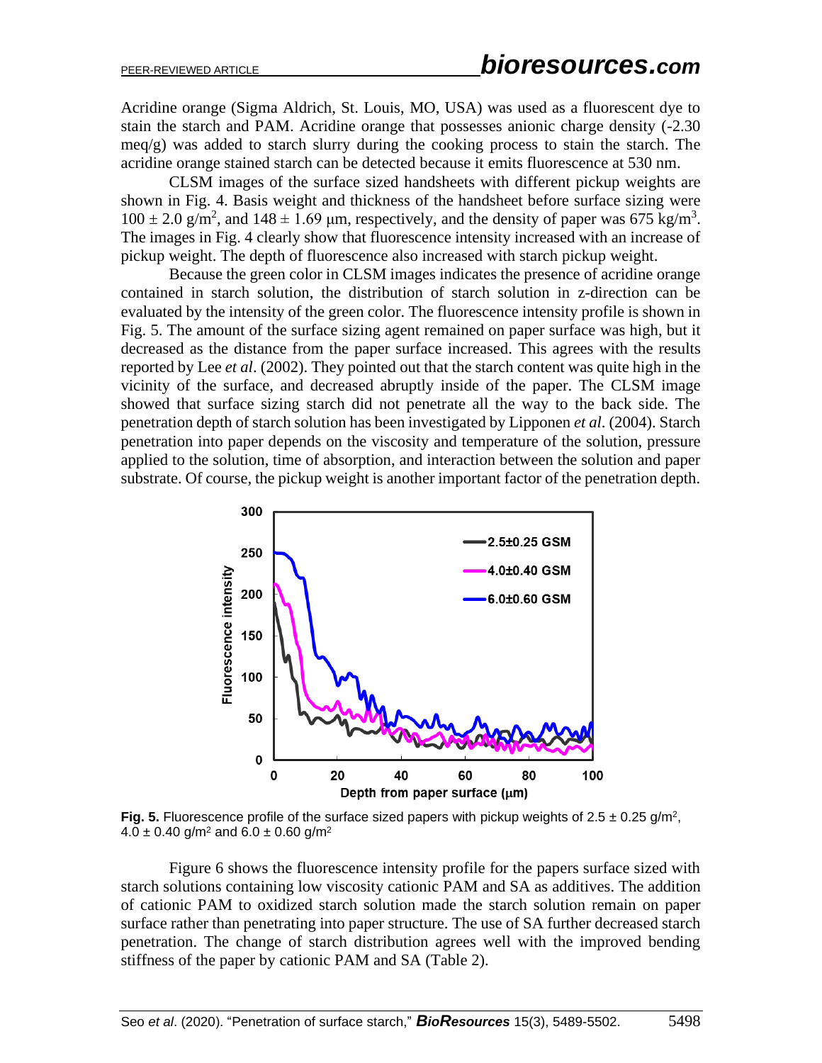Acridine orange (Sigma Aldrich, St. Louis, MO, USA) was used as a fluorescent dye to stain the starch and PAM. Acridine orange that possesses anionic charge density (-2.30 meq/g) was added to starch slurry during the cooking process to stain the starch. The acridine orange stained starch can be detected because it emits fluorescence at 530 nm.

CLSM images of the surface sized handsheets with different pickup weights are shown in Fig. 4. Basis weight and thickness of the handsheet before surface sizing were $100 \pm 2.0$ g/m$^2$, and $148 \pm 1.69$ μm, respectively, and the density of paper was 675 kg/m$^3$. The images in Fig. 4 clearly show that fluorescence intensity increased with an increase of pickup weight. The depth of fluorescence also increased with starch pickup weight.

Because the green color in CLSM images indicates the presence of acridine orange contained in starch solution, the distribution of starch solution in z-direction can be evaluated by the intensity of the green color. The fluorescence intensity profile is shown in Fig. 5. The amount of the surface sizing agent remained on paper surface was high, but it decreased as the distance from the paper surface increased. This agrees with the results reported by Lee *et al*. (2002). They pointed out that the starch content was quite high in the vicinity of the surface, and decreased abruptly inside of the paper. The CLSM image showed that surface sizing starch did not penetrate all the way to the back side. The penetration depth of starch solution has been investigated by Lipponen *et al*. (2004). Starch penetration into paper depends on the viscosity and temperature of the solution, pressure applied to the solution, time of absorption, and interaction between the solution and paper substrate. Of course, the pickup weight is another important factor of the penetration depth.

**Fig. 5.** Fluorescence profile of the surface sized papers with pickup weights of $2.5 \pm 0.25$ g/m$^2$, $4.0 \pm 0.40$ g/m$^2$ and $6.0 \pm 0.60$ g/m$^2$

Figure 6 shows the fluorescence intensity profile for the papers surface sized with starch solutions containing low viscosity cationic PAM and SA as additives. The addition of cationic PAM to oxidized starch solution made the starch solution remain on paper surface rather than penetrating into paper structure. The use of SA further decreased starch penetration. The change of starch distribution agrees well with the improved bending stiffness of the paper by cationic PAM and SA (Table 2).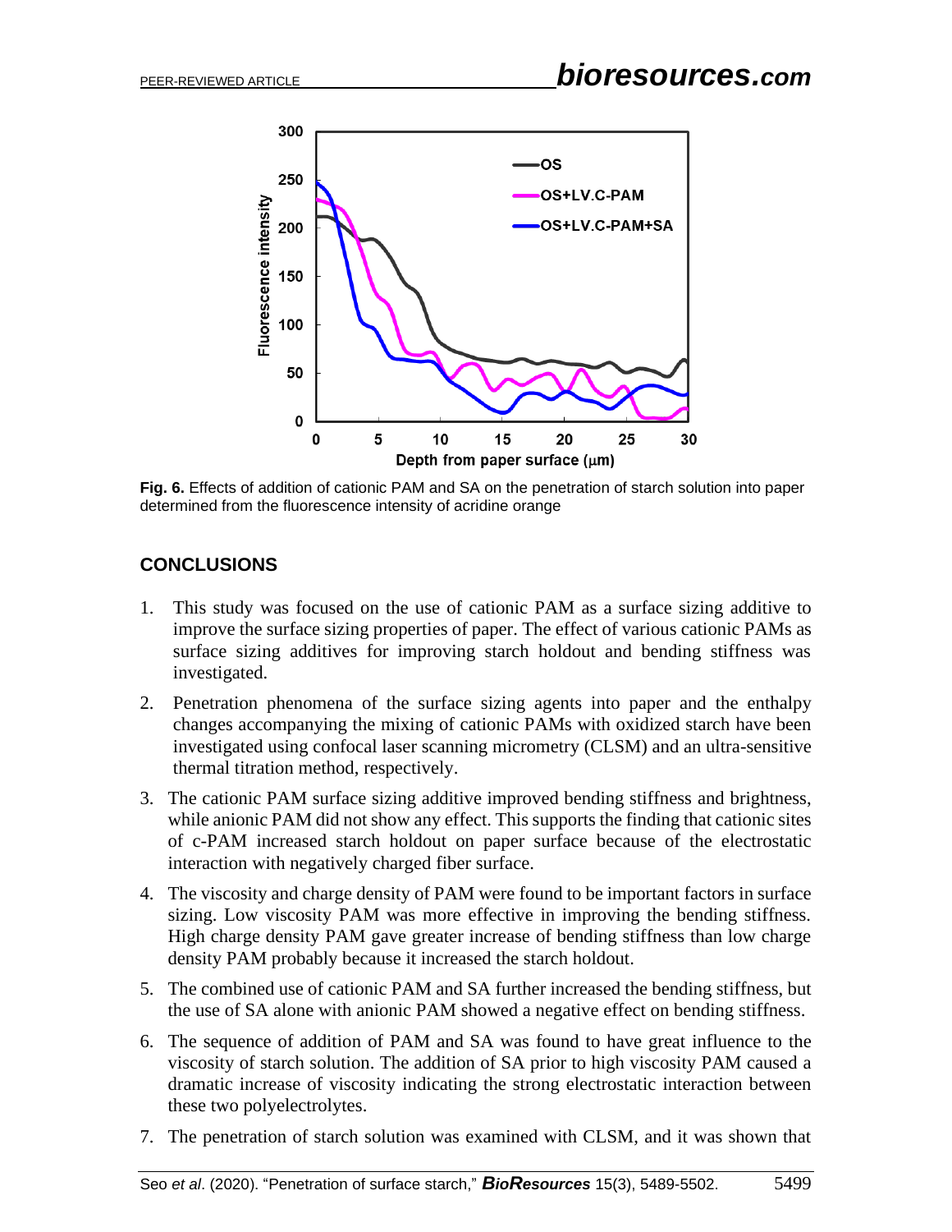**Fig. 6.** Effects of addition of cationic PAM and SA on the penetration of starch solution into paper determined from the fluorescence intensity of acridine orange

## CONCLUSIONS

1. This study was focused on the use of cationic PAM as a surface sizing additive to improve the surface sizing properties of paper. The effect of various cationic PAMs as surface sizing additives for improving starch holdout and bending stiffness was investigated.
2. Penetration phenomena of the surface sizing agents into paper and the enthalpy changes accompanying the mixing of cationic PAMs with oxidized starch have been investigated using confocal laser scanning micrometry (CLSM) and an ultra-sensitive thermal titration method, respectively.
3. The cationic PAM surface sizing additive improved bending stiffness and brightness, while anionic PAM did not show any effect. This supports the finding that cationic sites of c-PAM increased starch holdout on paper surface because of the electrostatic interaction with negatively charged fiber surface.
4. The viscosity and charge density of PAM were found to be important factors in surface sizing. Low viscosity PAM was more effective in improving the bending stiffness. High charge density PAM gave greater increase of bending stiffness than low charge density PAM probably because it increased the starch holdout.
5. The combined use of cationic PAM and SA further increased the bending stiffness, but the use of SA alone with anionic PAM showed a negative effect on bending stiffness.
6. The sequence of addition of PAM and SA was found to have great influence to the viscosity of starch solution. The addition of SA prior to high viscosity PAM caused a dramatic increase of viscosity indicating the strong electrostatic interaction between these two polyelectrolytes.
7. The penetration of starch solution was examined with CLSM, and it was shown that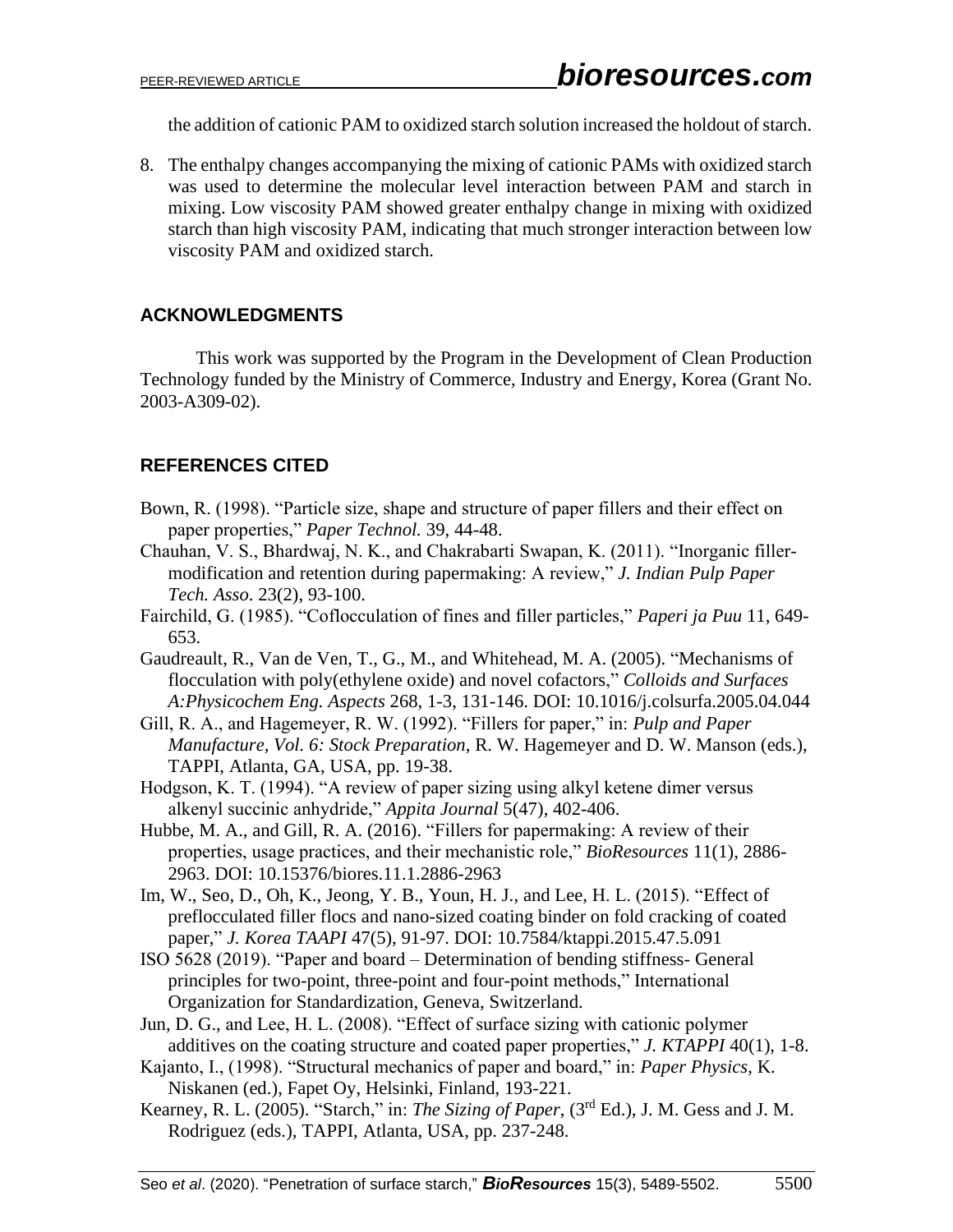the addition of cationic PAM to oxidized starch solution increased the holdout of starch.

8. The enthalpy changes accompanying the mixing of cationic PAMs with oxidized starch was used to determine the molecular level interaction between PAM and starch in mixing. Low viscosity PAM showed greater enthalpy change in mixing with oxidized starch than high viscosity PAM, indicating that much stronger interaction between low viscosity PAM and oxidized starch.

## ACKNOWLEDGMENTS

This work was supported by the Program in the Development of Clean Production Technology funded by the Ministry of Commerce, Industry and Energy, Korea (Grant No. 2003-A309-02).

## REFERENCES CITED

Bown, R. (1998). "Particle size, shape and structure of paper fillers and their effect on paper properties," *Paper Technol.* 39, 44-48.

Chauhan, V. S., Bhardwaj, N. K., and Chakrabarti Swapan, K. (2011). "Inorganic filler-modification and retention during papermaking: A review," *J. Indian Pulp Paper Tech. Asso*. 23(2), 93-100.

Fairchild, G. (1985). "Coflocculation of fines and filler particles," *Paperi ja Puu* 11, 649-653.

Gaudreault, R., Van de Ven, T., G., M., and Whitehead, M. A. (2005). "Mechanisms of flocculation with poly(ethylene oxide) and novel cofactors," *Colloids and Surfaces A:Physicochem Eng. Aspects* 268, 1-3, 131-146. DOI: 10.1016/j.colsurfa.2005.04.044

Gill, R. A., and Hagemeyer, R. W. (1992). "Fillers for paper," in: *Pulp and Paper Manufacture, Vol. 6: Stock Preparation*, R. W. Hagemeyer and D. W. Manson (eds.), TAPPI, Atlanta, GA, USA, pp. 19-38.

Hodgson, K. T. (1994). "A review of paper sizing using alkyl ketene dimer versus alkenyl succinic anhydride," *Appita Journal* 5(47), 402-406.

Hubbe, M. A., and Gill, R. A. (2016). "Fillers for papermaking: A review of their properties, usage practices, and their mechanistic role," *BioResources* 11(1), 2886-2963. DOI: 10.15376/biores.11.1.2886-2963

Im, W., Seo, D., Oh, K., Jeong, Y. B., Youn, H. J., and Lee, H. L. (2015). "Effect of preflocculated filler flocs and nano-sized coating binder on fold cracking of coated paper," *J. Korea TAAPI* 47(5), 91-97. DOI: 10.7584/ktappi.2015.47.5.091

ISO 5628 (2019). "Paper and board – Determination of bending stiffness- General principles for two-point, three-point and four-point methods," International Organization for Standardization, Geneva, Switzerland.

Jun, D. G., and Lee, H. L. (2008). "Effect of surface sizing with cationic polymer additives on the coating structure and coated paper properties," *J. KTAPPI* 40(1), 1-8.

Kajanto, I., (1998). "Structural mechanics of paper and board," in: *Paper Physics*, K. Niskanen (ed.), Fapet Oy, Helsinki, Finland, 193-221.

Kearney, R. L. (2005). "Starch," in: *The Sizing of Paper*, (3rd Ed.), J. M. Gess and J. M. Rodriguez (eds.), TAPPI, Atlanta, USA, pp. 237-248.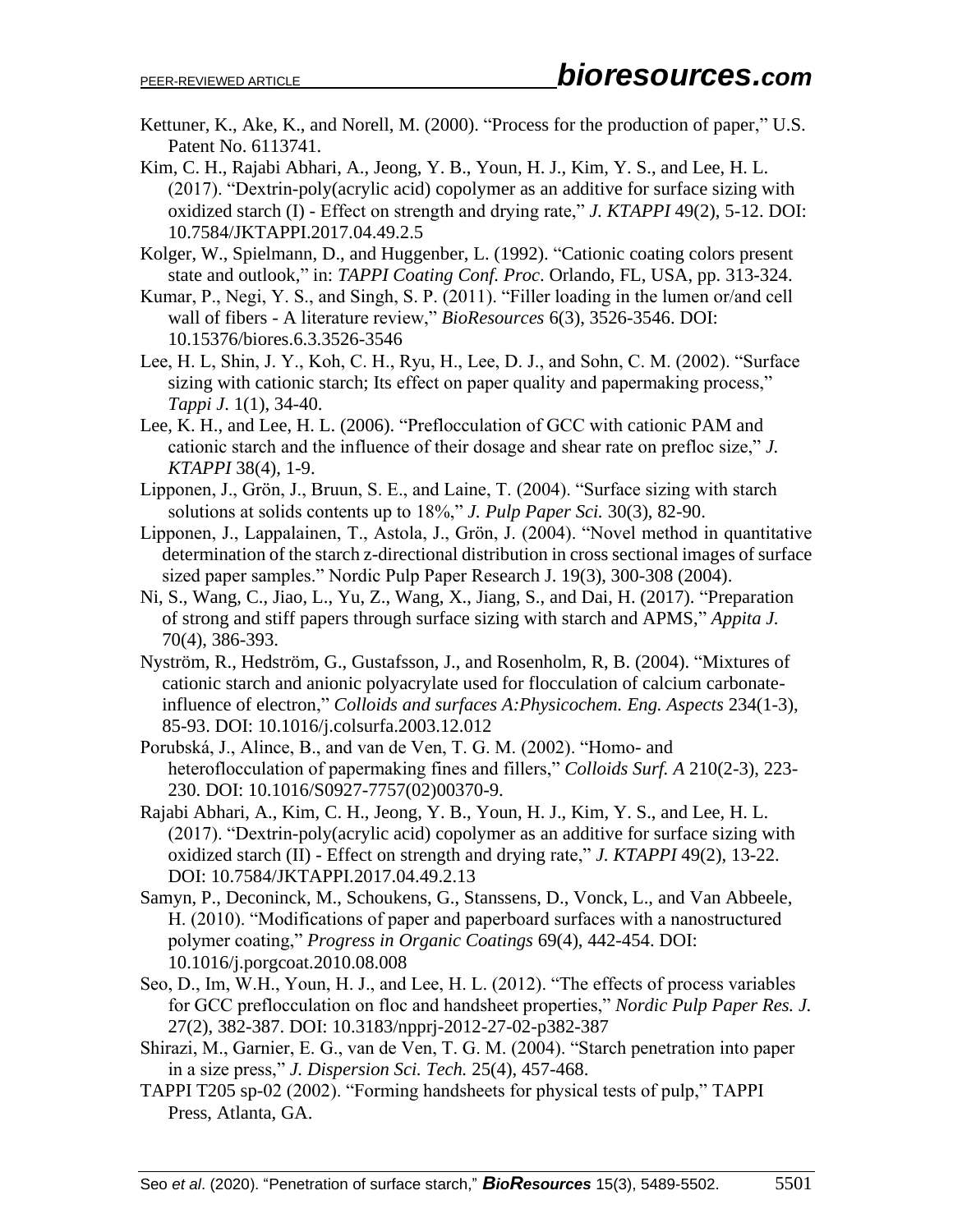Kettuner, K., Ake, K., and Norell, M. (2000). "Process for the production of paper," U.S. Patent No. 6113741.

Kim, C. H., Rajabi Abhari, A., Jeong, Y. B., Youn, H. J., Kim, Y. S., and Lee, H. L. (2017). "Dextrin-poly(acrylic acid) copolymer as an additive for surface sizing with oxidized starch (I) - Effect on strength and drying rate," *J. KTAPPI* 49(2), 5-12. DOI: 10.7584/JKTAPPI.2017.04.49.2.5

Kolger, W., Spielmann, D., and Huggenber, L. (1992). "Cationic coating colors present state and outlook," in: *TAPPI Coating Conf. Proc*. Orlando, FL, USA, pp. 313-324.

Kumar, P., Negi, Y. S., and Singh, S. P. (2011). "Filler loading in the lumen or/and cell wall of fibers - A literature review," *BioResources* 6(3), 3526-3546. DOI: 10.15376/biores.6.3.3526-3546

Lee, H. L, Shin, J. Y., Koh, C. H., Ryu, H., Lee, D. J., and Sohn, C. M. (2002). "Surface sizing with cationic starch; Its effect on paper quality and papermaking process," *Tappi J*. 1(1), 34-40.

Lee, K. H., and Lee, H. L. (2006). "Preflocculation of GCC with cationic PAM and cationic starch and the influence of their dosage and shear rate on prefloc size," *J. KTAPPI* 38(4), 1-9.

Lipponen, J., Grön, J., Bruun, S. E., and Laine, T. (2004). "Surface sizing with starch solutions at solids contents up to 18%," *J. Pulp Paper Sci.* 30(3), 82-90.

Lipponen, J., Lappalainen, T., Astola, J., Grön, J. (2004). "Novel method in quantitative determination of the starch z-directional distribution in cross sectional images of surface sized paper samples." Nordic Pulp Paper Research J. 19(3), 300-308 (2004).

Ni, S., Wang, C., Jiao, L., Yu, Z., Wang, X., Jiang, S., and Dai, H. (2017). "Preparation of strong and stiff papers through surface sizing with starch and APMS," *Appita J.* 70(4), 386-393.

Nyström, R., Hedström, G., Gustafsson, J., and Rosenholm, R, B. (2004). "Mixtures of cationic starch and anionic polyacrylate used for flocculation of calcium carbonate-influence of electron," *Colloids and surfaces A:Physicochem. Eng. Aspects* 234(1-3), 85-93. DOI: 10.1016/j.colsurfa.2003.12.012

Porubská, J., Alince, B., and van de Ven, T. G. M. (2002). "Homo- and heteroflocculation of papermaking fines and fillers," *Colloids Surf. A* 210(2-3), 223-230. DOI: 10.1016/S0927-7757(02)00370-9.

Rajabi Abhari, A., Kim, C. H., Jeong, Y. B., Youn, H. J., Kim, Y. S., and Lee, H. L. (2017). "Dextrin-poly(acrylic acid) copolymer as an additive for surface sizing with oxidized starch (II) - Effect on strength and drying rate," *J. KTAPPI* 49(2), 13-22. DOI: 10.7584/JKTAPPI.2017.04.49.2.13

Samyn, P., Deconinck, M., Schoukens, G., Stanssens, D., Vonck, L., and Van Abbeele, H. (2010). "Modifications of paper and paperboard surfaces with a nanostructured polymer coating," *Progress in Organic Coatings* 69(4), 442-454. DOI: 10.1016/j.porgcoat.2010.08.008

Seo, D., Im, W.H., Youn, H. J., and Lee, H. L. (2012). "The effects of process variables for GCC preflocculation on floc and handsheet properties," *Nordic Pulp Paper Res. J.* 27(2), 382-387. DOI: 10.3183/npprj-2012-27-02-p382-387

Shirazi, M., Garnier, E. G., van de Ven, T. G. M. (2004). "Starch penetration into paper in a size press," *J. Dispersion Sci. Tech.* 25(4), 457-468.

TAPPI T205 sp-02 (2002). "Forming handsheets for physical tests of pulp," TAPPI Press, Atlanta, GA.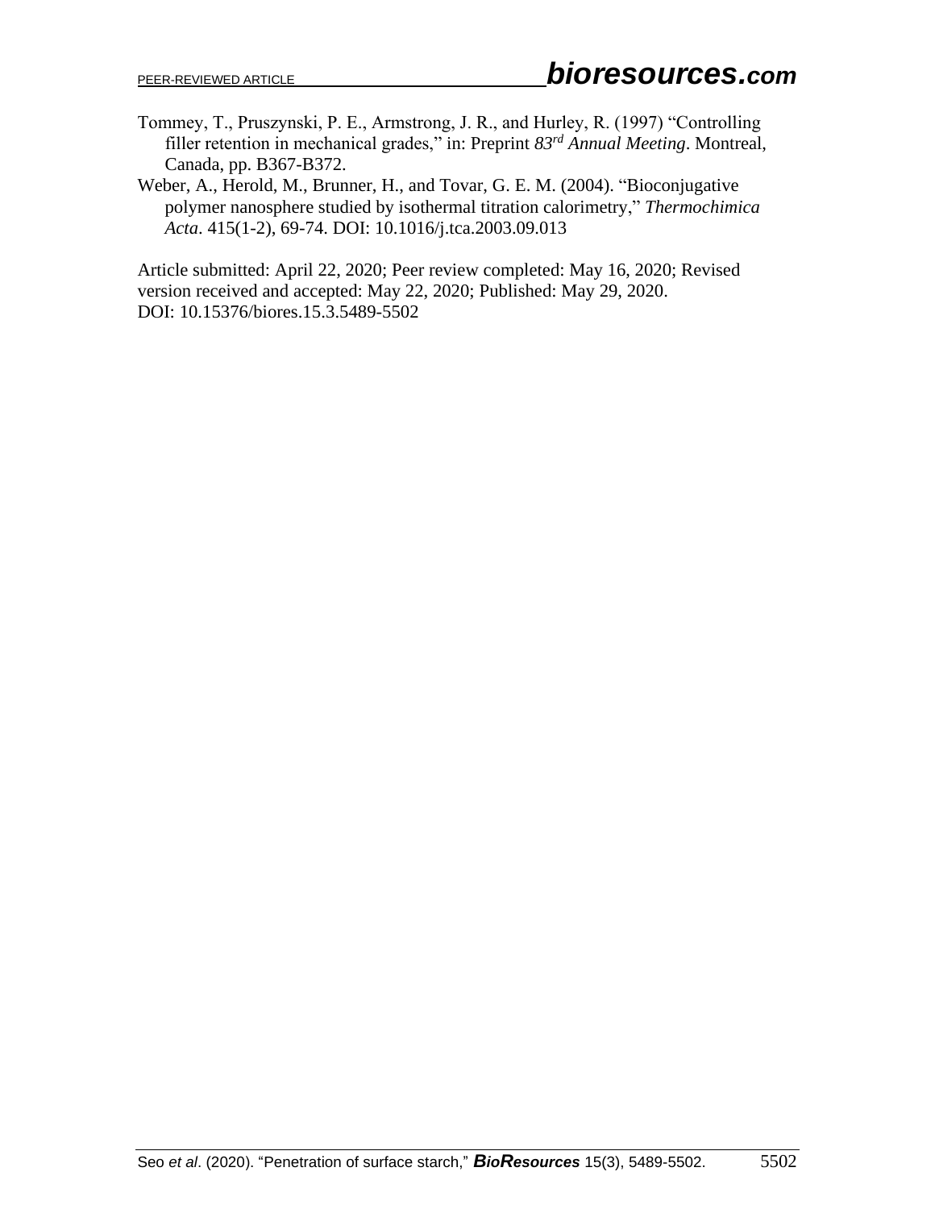Tommey, T., Pruszynski, P. E., Armstrong, J. R., and Hurley, R. (1997) "Controlling filler retention in mechanical grades," in: Preprint *83rd Annual Meeting*. Montreal, Canada, pp. B367-B372.

Weber, A., Herold, M., Brunner, H., and Tovar, G. E. M. (2004). "Bioconjugative polymer nanosphere studied by isothermal titration calorimetry," *Thermochimica Acta*. 415(1-2), 69-74. DOI: 10.1016/j.tca.2003.09.013

Article submitted: April 22, 2020; Peer review completed: May 16, 2020; Revised version received and accepted: May 22, 2020; Published: May 29, 2020.
DOI: 10.15376/biores.15.3.5489-5502